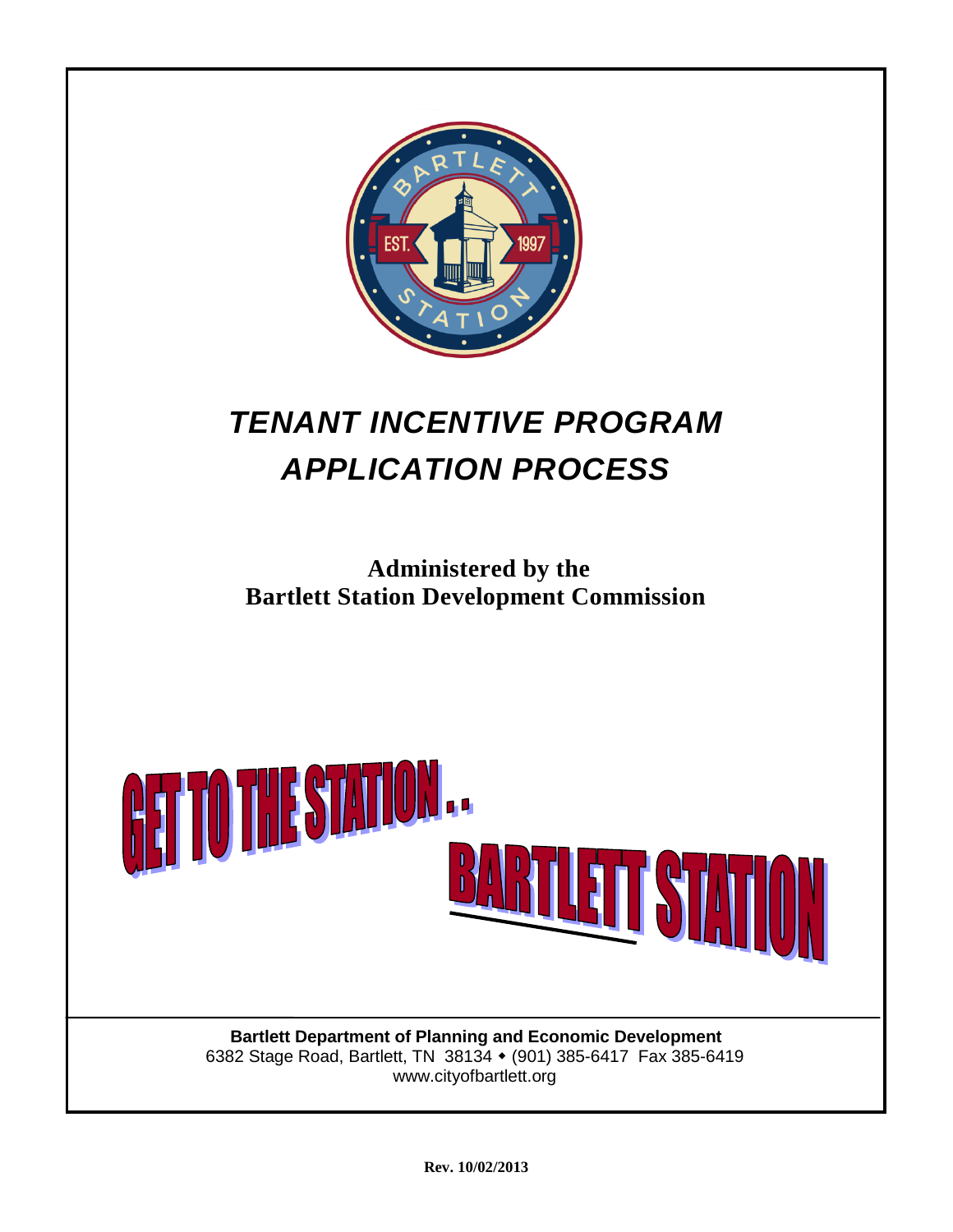# *TENANT INCENTIVE PROGRAM APPLICATION PROCESS*

**Administered by the**
**Bartlett Station Development Commission**

GET TO THE STATION...

BARTLETT STATION

**Bartlett Department of Planning and Economic Development**
6382 Stage Road, Bartlett, TN 38134 ◆ (901) 385-6417 Fax 385-6419
www.cityofbartlett.org

**Rev. 10/02/2013**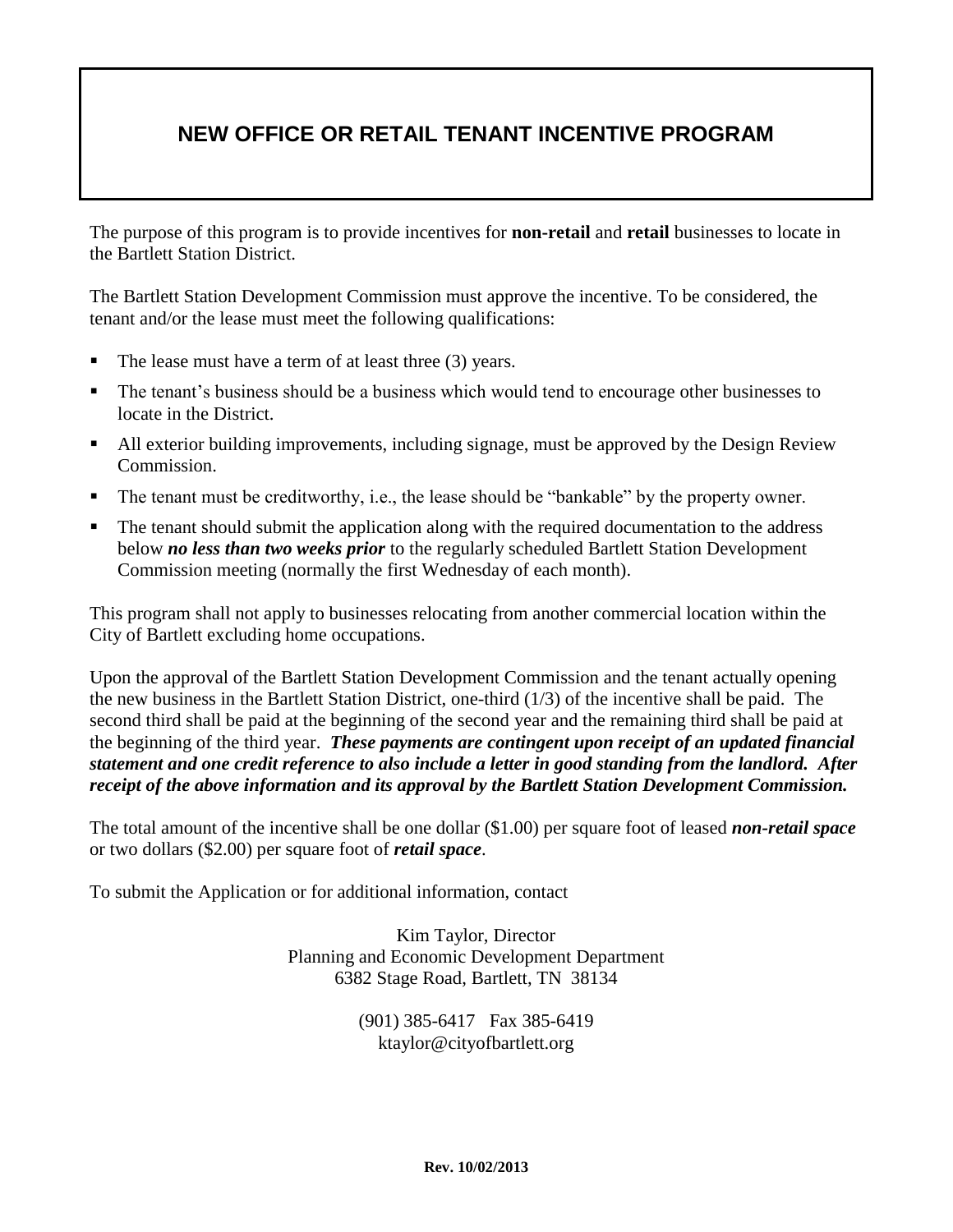# NEW OFFICE OR RETAIL TENANT INCENTIVE PROGRAM

The purpose of this program is to provide incentives for **non-retail** and **retail** businesses to locate in the Bartlett Station District.

The Bartlett Station Development Commission must approve the incentive. To be considered, the tenant and/or the lease must meet the following qualifications:

- The lease must have a term of at least three (3) years.
- The tenant's business should be a business which would tend to encourage other businesses to locate in the District.
- All exterior building improvements, including signage, must be approved by the Design Review Commission.
- The tenant must be creditworthy, i.e., the lease should be "bankable" by the property owner.
- The tenant should submit the application along with the required documentation to the address below ***no less than two weeks prior*** to the regularly scheduled Bartlett Station Development Commission meeting (normally the first Wednesday of each month).

This program shall not apply to businesses relocating from another commercial location within the City of Bartlett excluding home occupations.

Upon the approval of the Bartlett Station Development Commission and the tenant actually opening the new business in the Bartlett Station District, one-third (1/3) of the incentive shall be paid. The second third shall be paid at the beginning of the second year and the remaining third shall be paid at the beginning of the third year. ***These payments are contingent upon receipt of an updated financial statement and one credit reference to also include a letter in good standing from the landlord. After receipt of the above information and its approval by the Bartlett Station Development Commission.***

The total amount of the incentive shall be one dollar ($1.00) per square foot of leased ***non-retail space*** or two dollars ($2.00) per square foot of ***retail space***.

To submit the Application or for additional information, contact

Kim Taylor, Director
Planning and Economic Development Department
6382 Stage Road, Bartlett, TN 38134

(901) 385-6417 Fax 385-6419
ktaylor@cityofbartlett.org

**Rev. 10/02/2013**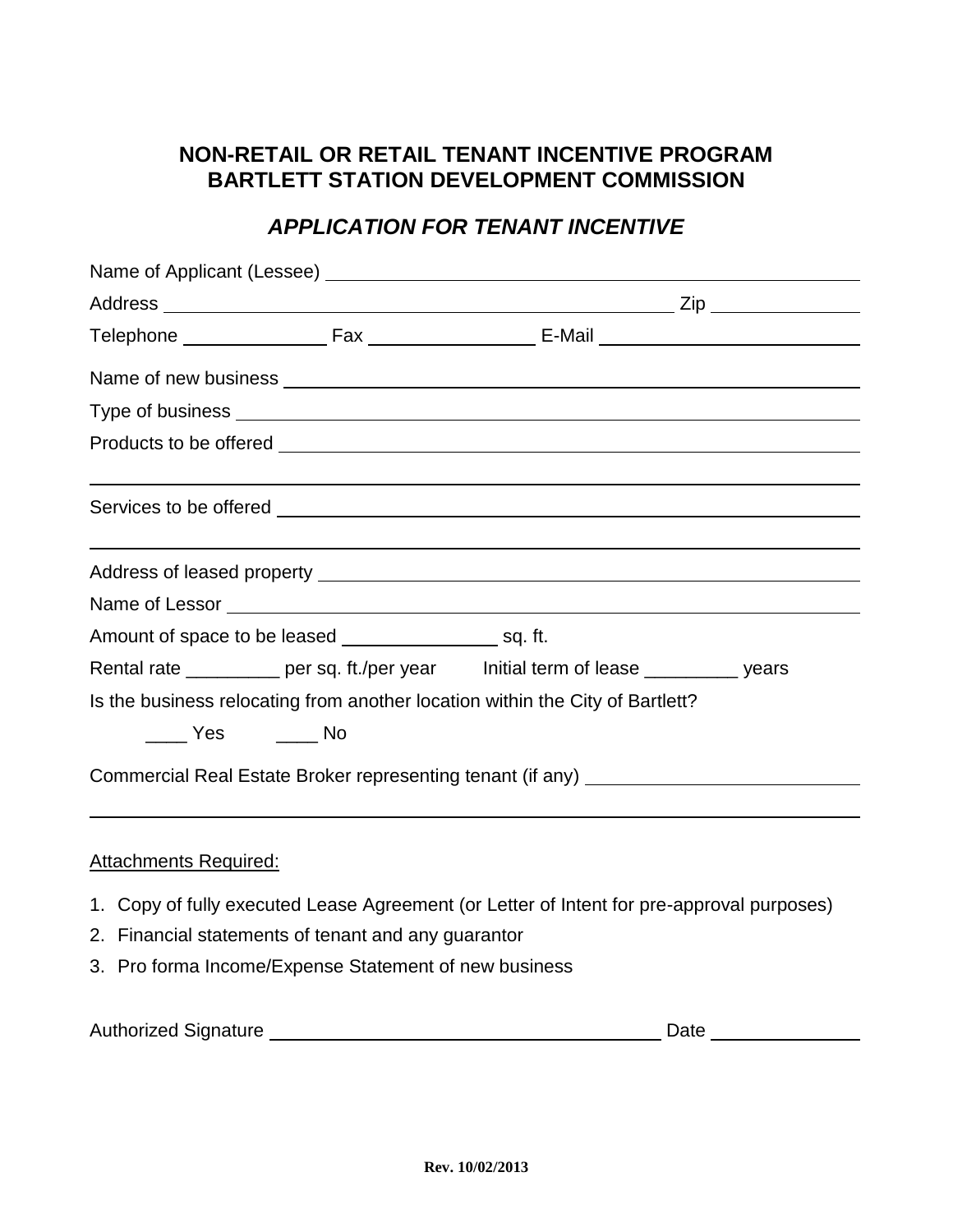# NON-RETAIL OR RETAIL TENANT INCENTIVE PROGRAM
# BARTLETT STATION DEVELOPMENT COMMISSION

## *APPLICATION FOR TENANT INCENTIVE*

Name of Applicant (Lessee) ______________________________________________

Address ___________________________________________ Zip ____________

Telephone ____________ Fax ______________ E-Mail _____________________

Name of new business ____________________________________________

Type of business ________________________________________________

Products to be offered ___________________________________________

_______________________________________________________________

Services to be offered ___________________________________________

_______________________________________________________________

Address of leased property _______________________________________

Name of Lessor _________________________________________________

Amount of space to be leased _____________ sq. ft.

Rental rate _________ per sq. ft./per year      Initial term of lease _________ years

Is the business relocating from another location within the City of Bartlett?

____ Yes      ____ No

Commercial Real Estate Broker representing tenant (if any) ______________________

_______________________________________________________________

Attachments Required:

1. Copy of fully executed Lease Agreement (or Letter of Intent for pre-approval purposes)
2. Financial statements of tenant and any guarantor
3. Pro forma Income/Expense Statement of new business

Authorized Signature ________________________________ Date ____________

**Rev. 10/02/2013**